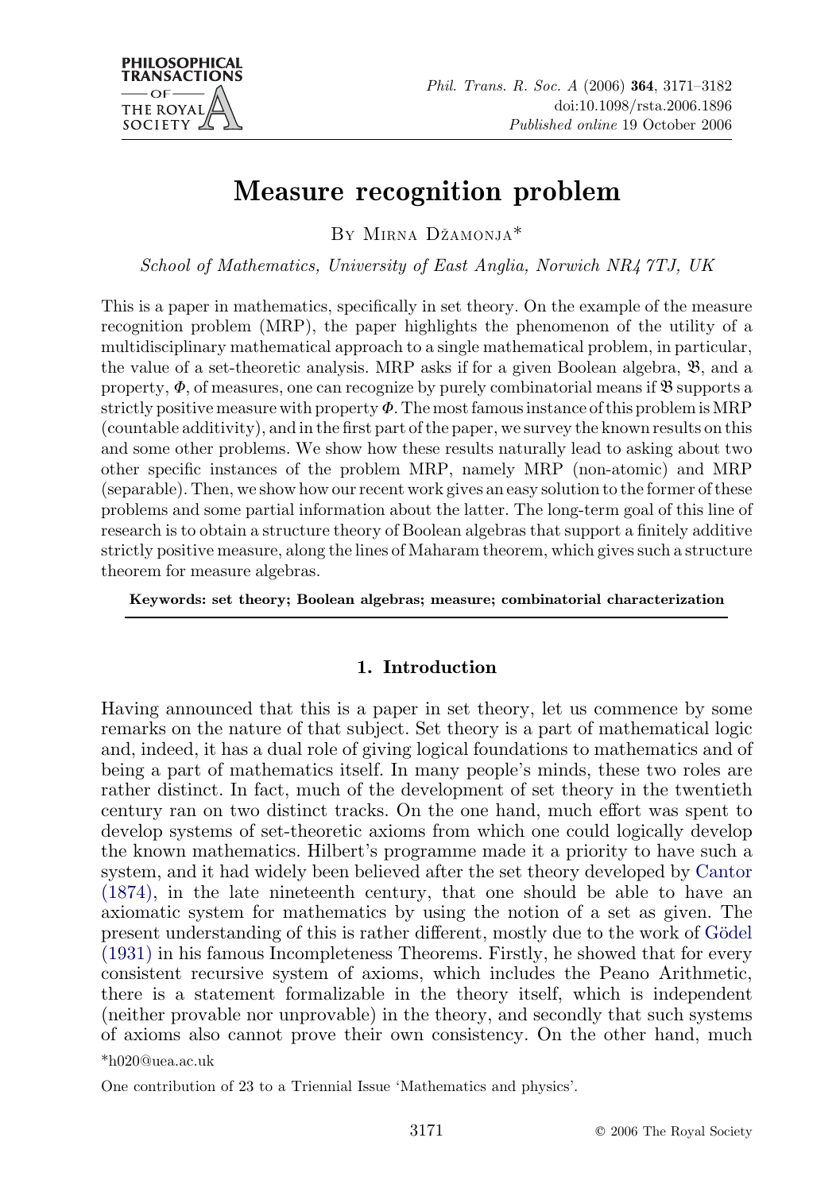# Measure recognition problem

By Mirna Džamonja*

*School of Mathematics, University of East Anglia, Norwich NR4 7TJ, UK*

This is a paper in mathematics, specifically in set theory. On the example of the measure recognition problem (MRP), the paper highlights the phenomenon of the utility of a multidisciplinary mathematical approach to a single mathematical problem, in particular, the value of a set-theoretic analysis. MRP asks if for a given Boolean algebra, $\mathfrak{B}$, and a property, $\Phi$, of measures, one can recognize by purely combinatorial means if $\mathfrak{B}$ supports a strictly positive measure with property $\Phi$. The most famous instance of this problem is MRP (countable additivity), and in the first part of the paper, we survey the known results on this and some other problems. We show how these results naturally lead to asking about two other specific instances of the problem MRP, namely MRP (non-atomic) and MRP (separable). Then, we show how our recent work gives an easy solution to the former of these problems and some partial information about the latter. The long-term goal of this line of research is to obtain a structure theory of Boolean algebras that support a finitely additive strictly positive measure, along the lines of Maharam theorem, which gives such a structure theorem for measure algebras.

**Keywords: set theory; Boolean algebras; measure; combinatorial characterization**

## 1. Introduction

Having announced that this is a paper in set theory, let us commence by some remarks on the nature of that subject. Set theory is a part of mathematical logic and, indeed, it has a dual role of giving logical foundations to mathematics and of being a part of mathematics itself. In many people's minds, these two roles are rather distinct. In fact, much of the development of set theory in the twentieth century ran on two distinct tracks. On the one hand, much effort was spent to develop systems of set-theoretic axioms from which one could logically develop the known mathematics. Hilbert's programme made it a priority to have such a system, and it had widely been believed after the set theory developed by Cantor (1874), in the late nineteenth century, that one should be able to have an axiomatic system for mathematics by using the notion of a set as given. The present understanding of this is rather different, mostly due to the work of Gödel (1931) in his famous Incompleteness Theorems. Firstly, he showed that for every consistent recursive system of axioms, which includes the Peano Arithmetic, there is a statement formalizable in the theory itself, which is independent (neither provable nor unprovable) in the theory, and secondly that such systems of axioms also cannot prove their own consistency. On the other hand, much

*h020@uea.ac.uk

One contribution of 23 to a Triennial Issue 'Mathematics and physics'.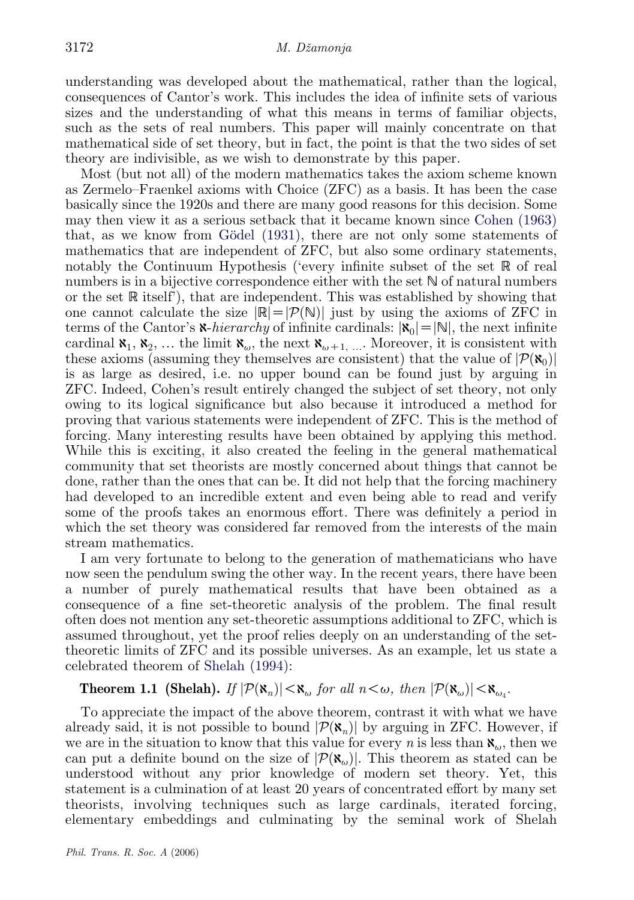understanding was developed about the mathematical, rather than the logical, consequences of Cantor's work. This includes the idea of infinite sets of various sizes and the understanding of what this means in terms of familiar objects, such as the sets of real numbers. This paper will mainly concentrate on that mathematical side of set theory, but in fact, the point is that the two sides of set theory are indivisible, as we wish to demonstrate by this paper.

Most (but not all) of the modern mathematics takes the axiom scheme known as Zermelo–Fraenkel axioms with Choice (ZFC) as a basis. It has been the case basically since the 1920s and there are many good reasons for this decision. Some may then view it as a serious setback that it became known since Cohen (1963) that, as we know from Gödel (1931), there are not only some statements of mathematics that are independent of ZFC, but also some ordinary statements, notably the Continuum Hypothesis ('every infinite subset of the set $\mathbb{R}$ of real numbers is in a bijective correspondence either with the set $\mathbb{N}$ of natural numbers or the set $\mathbb{R}$ itself'), that are independent. This was established by showing that one cannot calculate the size $|\mathbb{R}|=|\mathcal{P}(\mathbb{N})|$ just by using the axioms of ZFC in terms of the Cantor's $\aleph$-*hierarchy* of infinite cardinals: $|\aleph_0|=|\mathbb{N}|$, the next infinite cardinal $\aleph_1$, $\aleph_2$, … the limit $\aleph_\omega$, the next $\aleph_{\omega+1}, \ldots$. Moreover, it is consistent with these axioms (assuming they themselves are consistent) that the value of $|\mathcal{P}(\aleph_0)|$ is as large as desired, i.e. no upper bound can be found just by arguing in ZFC. Indeed, Cohen's result entirely changed the subject of set theory, not only owing to its logical significance but also because it introduced a method for proving that various statements were independent of ZFC. This is the method of forcing. Many interesting results have been obtained by applying this method. While this is exciting, it also created the feeling in the general mathematical community that set theorists are mostly concerned about things that cannot be done, rather than the ones that can be. It did not help that the forcing machinery had developed to an incredible extent and even being able to read and verify some of the proofs takes an enormous effort. There was definitely a period in which the set theory was considered far removed from the interests of the main stream mathematics.

I am very fortunate to belong to the generation of mathematicians who have now seen the pendulum swing the other way. In the recent years, there have been a number of purely mathematical results that have been obtained as a consequence of a fine set-theoretic analysis of the problem. The final result often does not mention any set-theoretic assumptions additional to ZFC, which is assumed throughout, yet the proof relies deeply on an understanding of the set-theoretic limits of ZFC and its possible universes. As an example, let us state a celebrated theorem of Shelah (1994):

**Theorem 1.1 (Shelah).** *If* $|\mathcal{P}(\aleph_n)|<\aleph_\omega$ *for all* $n<\omega$, *then* $|\mathcal{P}(\aleph_\omega)|<\aleph_{\omega_4}$.

To appreciate the impact of the above theorem, contrast it with what we have already said, it is not possible to bound $|\mathcal{P}(\aleph_n)|$ by arguing in ZFC. However, if we are in the situation to know that this value for every $n$ is less than $\aleph_\omega$, then we can put a definite bound on the size of $|\mathcal{P}(\aleph_\omega)|$. This theorem as stated can be understood without any prior knowledge of modern set theory. Yet, this statement is a culmination of at least 20 years of concentrated effort by many set theorists, involving techniques such as large cardinals, iterated forcing, elementary embeddings and culminating by the seminal work of Shelah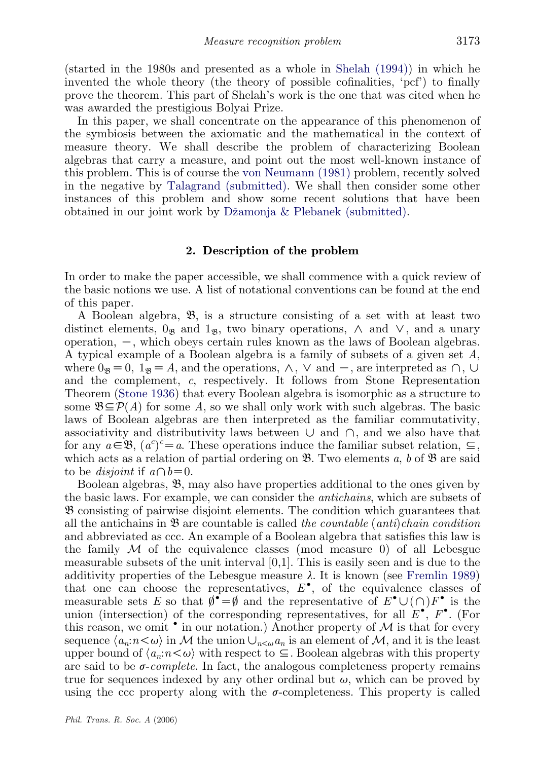(started in the 1980s and presented as a whole in Shelah (1994)) in which he invented the whole theory (the theory of possible cofinalities, 'pcf') to finally prove the theorem. This part of Shelah's work is the one that was cited when he was awarded the prestigious Bolyai Prize.

In this paper, we shall concentrate on the appearance of this phenomenon of the symbiosis between the axiomatic and the mathematical in the context of measure theory. We shall describe the problem of characterizing Boolean algebras that carry a measure, and point out the most well-known instance of this problem. This is of course the von Neumann (1981) problem, recently solved in the negative by Talagrand (submitted). We shall then consider some other instances of this problem and show some recent solutions that have been obtained in our joint work by Džamonja & Plebanek (submitted).

## 2. Description of the problem

In order to make the paper accessible, we shall commence with a quick review of the basic notions we use. A list of notational conventions can be found at the end of this paper.

A Boolean algebra, $\mathfrak{B}$, is a structure consisting of a set with at least two distinct elements, $0_{\mathfrak{B}}$ and $1_{\mathfrak{B}}$, two binary operations, $\wedge$ and $\vee$, and a unary operation, $-$, which obeys certain rules known as the laws of Boolean algebras. A typical example of a Boolean algebra is a family of subsets of a given set $A$, where $0_{\mathfrak{B}}=0$, $1_{\mathfrak{B}}=A$, and the operations, $\wedge$, $\vee$ and $-$, are interpreted as $\cap$, $\cup$ and the complement, $c$, respectively. It follows from Stone Representation Theorem (Stone 1936) that every Boolean algebra is isomorphic as a structure to some $\mathfrak{B}\subseteq\mathcal{P}(A)$ for some $A$, so we shall only work with such algebras. The basic laws of Boolean algebras are then interpreted as the familiar commutativity, associativity and distributivity laws between $\cup$ and $\cap$, and we also have that for any $a\in\mathfrak{B}$, $(a^c)^c=a$. These operations induce the familiar subset relation, $\subseteq$, which acts as a relation of partial ordering on $\mathfrak{B}$. Two elements $a$, $b$ of $\mathfrak{B}$ are said to be *disjoint* if $a\cap b=0$.

Boolean algebras, $\mathfrak{B}$, may also have properties additional to the ones given by the basic laws. For example, we can consider the *antichains*, which are subsets of $\mathfrak{B}$ consisting of pairwise disjoint elements. The condition which guarantees that all the antichains in $\mathfrak{B}$ are countable is called *the countable (anti)chain condition* and abbreviated as ccc. An example of a Boolean algebra that satisfies this law is the family $\mathcal{M}$ of the equivalence classes (mod measure 0) of all Lebesgue measurable subsets of the unit interval [0,1]. This is easily seen and is due to the additivity properties of the Lebesgue measure $\lambda$. It is known (see Fremlin 1989) that one can choose the representatives, $E^{\bullet}$, of the equivalence classes of measurable sets $E$ so that $\emptyset^{\bullet}=\emptyset$ and the representative of $E^{\bullet}\cup(\cap)F^{\bullet}$ is the union (intersection) of the corresponding representatives, for all $E^{\bullet}$, $F^{\bullet}$. (For this reason, we omit $^{\bullet}$ in our notation.) Another property of $\mathcal{M}$ is that for every sequence $\langle a_n : n<\omega\rangle$ in $\mathcal{M}$ the union $\cup_{n<\omega}a_n$ is an element of $\mathcal{M}$, and it is the least upper bound of $\langle a_n : n<\omega\rangle$ with respect to $\subseteq$. Boolean algebras with this property are said to be *σ-complete*. In fact, the analogous completeness property remains true for sequences indexed by any other ordinal but $\omega$, which can be proved by using the ccc property along with the $\sigma$-completeness. This property is called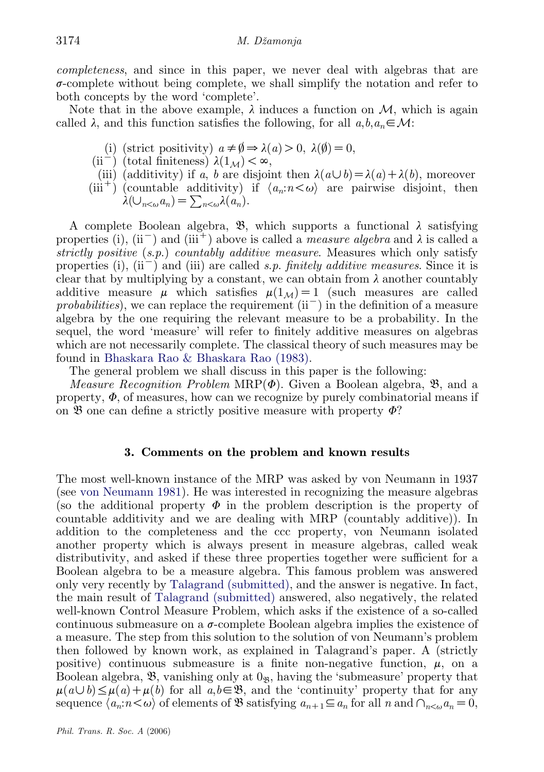*completeness*, and since in this paper, we never deal with algebras that are $\sigma$-complete without being complete, we shall simplify the notation and refer to both concepts by the word 'complete'.

Note that in the above example, $\lambda$ induces a function on $\mathcal{M}$, which is again called $\lambda$, and this function satisfies the following, for all $a, b, a_n \in \mathcal{M}$:

(i) (strict positivity) $a \neq \emptyset \Rightarrow \lambda(a) > 0$, $\lambda(\emptyset) = 0$,

(ii$^-$) (total finiteness) $\lambda(1_{\mathcal{M}}) < \infty$,

(iii) (additivity) if $a$, $b$ are disjoint then $\lambda(a \cup b) = \lambda(a) + \lambda(b)$, moreover

(iii$^+$) (countable additivity) if $\langle a_n : n < \omega \rangle$ are pairwise disjoint, then $\lambda(\cup_{n<\omega} a_n) = \sum_{n<\omega} \lambda(a_n)$.

A complete Boolean algebra, $\mathfrak{B}$, which supports a functional $\lambda$ satisfying properties (i), (ii$^-$) and (iii$^+$) above is called a *measure algebra* and $\lambda$ is called a *strictly positive* (*s.p.*) *countably additive measure*. Measures which only satisfy properties (i), (ii$^-$) and (iii) are called *s.p. finitely additive measures*. Since it is clear that by multiplying by a constant, we can obtain from $\lambda$ another countably additive measure $\mu$ which satisfies $\mu(1_{\mathcal{M}}) = 1$ (such measures are called *probabilities*), we can replace the requirement (ii$^-$) in the definition of a measure algebra by the one requiring the relevant measure to be a probability. In the sequel, the word 'measure' will refer to finitely additive measures on algebras which are not necessarily complete. The classical theory of such measures may be found in Bhaskara Rao & Bhaskara Rao (1983).

The general problem we shall discuss in this paper is the following:

*Measure Recognition Problem* MRP($\Phi$). Given a Boolean algebra, $\mathfrak{B}$, and a property, $\Phi$, of measures, how can we recognize by purely combinatorial means if on $\mathfrak{B}$ one can define a strictly positive measure with property $\Phi$?

## 3. Comments on the problem and known results

The most well-known instance of the MRP was asked by von Neumann in 1937 (see von Neumann 1981). He was interested in recognizing the measure algebras (so the additional property $\Phi$ in the problem description is the property of countable additivity and we are dealing with MRP (countably additive)). In addition to the completeness and the ccc property, von Neumann isolated another property which is always present in measure algebras, called weak distributivity, and asked if these three properties together were sufficient for a Boolean algebra to be a measure algebra. This famous problem was answered only very recently by Talagrand (submitted), and the answer is negative. In fact, the main result of Talagrand (submitted) answered, also negatively, the related well-known Control Measure Problem, which asks if the existence of a so-called continuous submeasure on a $\sigma$-complete Boolean algebra implies the existence of a measure. The step from this solution to the solution of von Neumann's problem then followed by known work, as explained in Talagrand's paper. A (strictly positive) continuous submeasure is a finite non-negative function, $\mu$, on a Boolean algebra, $\mathfrak{B}$, vanishing only at $0_{\mathfrak{B}}$, having the 'submeasure' property that $\mu(a \cup b) \leq \mu(a) + \mu(b)$ for all $a, b \in \mathfrak{B}$, and the 'continuity' property that for any sequence $\langle a_n : n < \omega \rangle$ of elements of $\mathfrak{B}$ satisfying $a_{n+1} \subseteq a_n$ for all $n$ and $\cap_{n<\omega} a_n = 0$,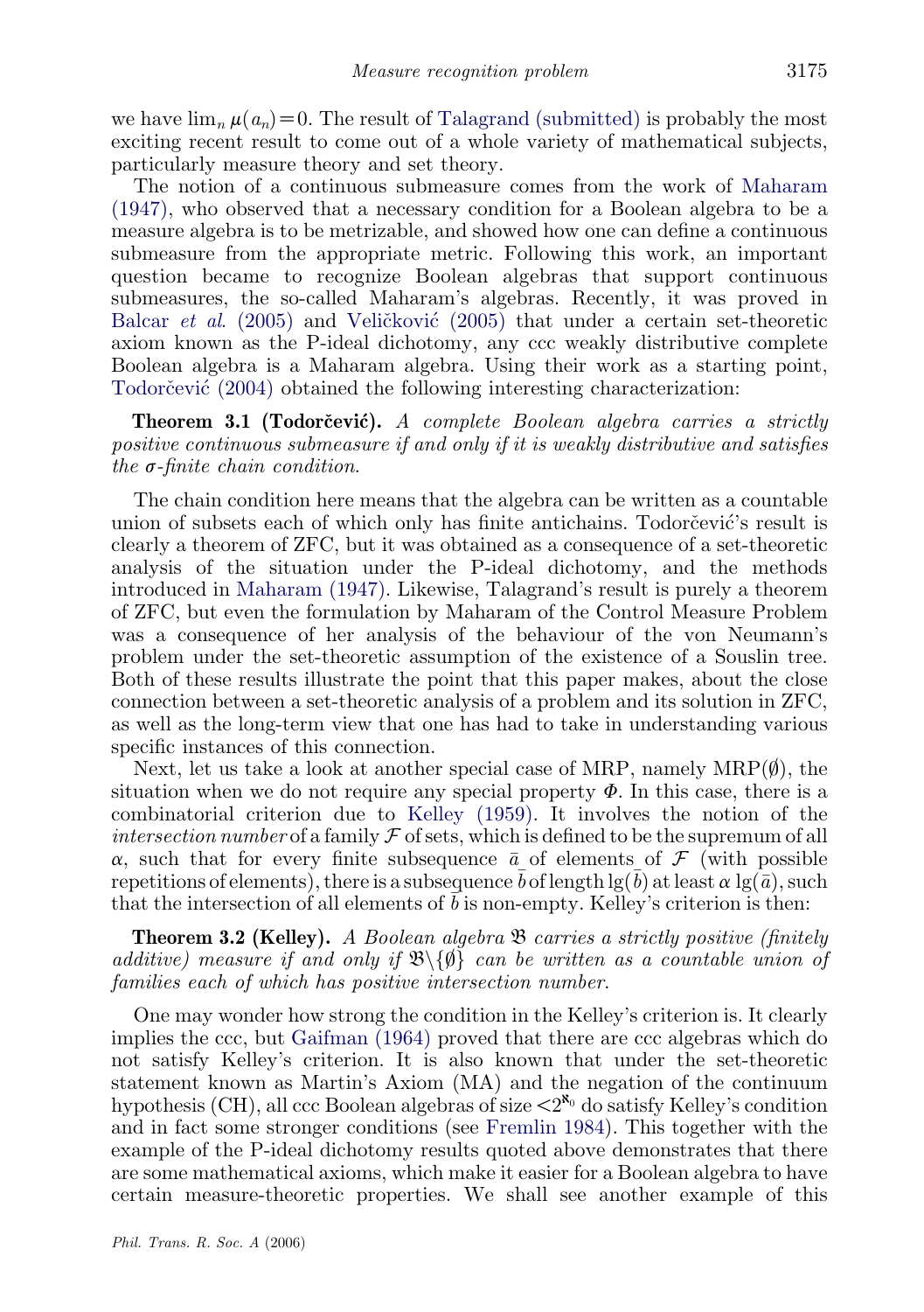we have $\lim_n \mu(a_n)=0$. The result of Talagrand (submitted) is probably the most exciting recent result to come out of a whole variety of mathematical subjects, particularly measure theory and set theory.

The notion of a continuous submeasure comes from the work of Maharam (1947), who observed that a necessary condition for a Boolean algebra to be a measure algebra is to be metrizable, and showed how one can define a continuous submeasure from the appropriate metric. Following this work, an important question became to recognize Boolean algebras that support continuous submeasures, the so-called Maharam's algebras. Recently, it was proved in Balcar *et al.* (2005) and Veličković (2005) that under a certain set-theoretic axiom known as the P-ideal dichotomy, any ccc weakly distributive complete Boolean algebra is a Maharam algebra. Using their work as a starting point, Todorčević (2004) obtained the following interesting characterization:

**Theorem 3.1 (Todorčević).** *A complete Boolean algebra carries a strictly positive continuous submeasure if and only if it is weakly distributive and satisfies the $\sigma$-finite chain condition.*

The chain condition here means that the algebra can be written as a countable union of subsets each of which only has finite antichains. Todorčević's result is clearly a theorem of ZFC, but it was obtained as a consequence of a set-theoretic analysis of the situation under the P-ideal dichotomy, and the methods introduced in Maharam (1947). Likewise, Talagrand's result is purely a theorem of ZFC, but even the formulation by Maharam of the Control Measure Problem was a consequence of her analysis of the behaviour of the von Neumann's problem under the set-theoretic assumption of the existence of a Souslin tree. Both of these results illustrate the point that this paper makes, about the close connection between a set-theoretic analysis of a problem and its solution in ZFC, as well as the long-term view that one has had to take in understanding various specific instances of this connection.

Next, let us take a look at another special case of MRP, namely MRP($\emptyset$), the situation when we do not require any special property $\Phi$. In this case, there is a combinatorial criterion due to Kelley (1959). It involves the notion of the *intersection number* of a family $\mathcal{F}$ of sets, which is defined to be the supremum of all $\alpha$, such that for every finite subsequence $\bar{a}$ of elements of $\mathcal{F}$ (with possible repetitions of elements), there is a subsequence $\bar{b}$ of length $\lg(\bar{b})$ at least $\alpha\,\lg(\bar{a})$, such that the intersection of all elements of $\bar{b}$ is non-empty. Kelley's criterion is then:

**Theorem 3.2 (Kelley).** *A Boolean algebra $\mathfrak{B}$ carries a strictly positive (finitely additive) measure if and only if $\mathfrak{B}\backslash\{\emptyset\}$ can be written as a countable union of families each of which has positive intersection number.*

One may wonder how strong the condition in the Kelley's criterion is. It clearly implies the ccc, but Gaifman (1964) proved that there are ccc algebras which do not satisfy Kelley's criterion. It is also known that under the set-theoretic statement known as Martin's Axiom (MA) and the negation of the continuum hypothesis (CH), all ccc Boolean algebras of size $<2^{\aleph_0}$ do satisfy Kelley's condition and in fact some stronger conditions (see Fremlin 1984). This together with the example of the P-ideal dichotomy results quoted above demonstrates that there are some mathematical axioms, which make it easier for a Boolean algebra to have certain measure-theoretic properties. We shall see another example of this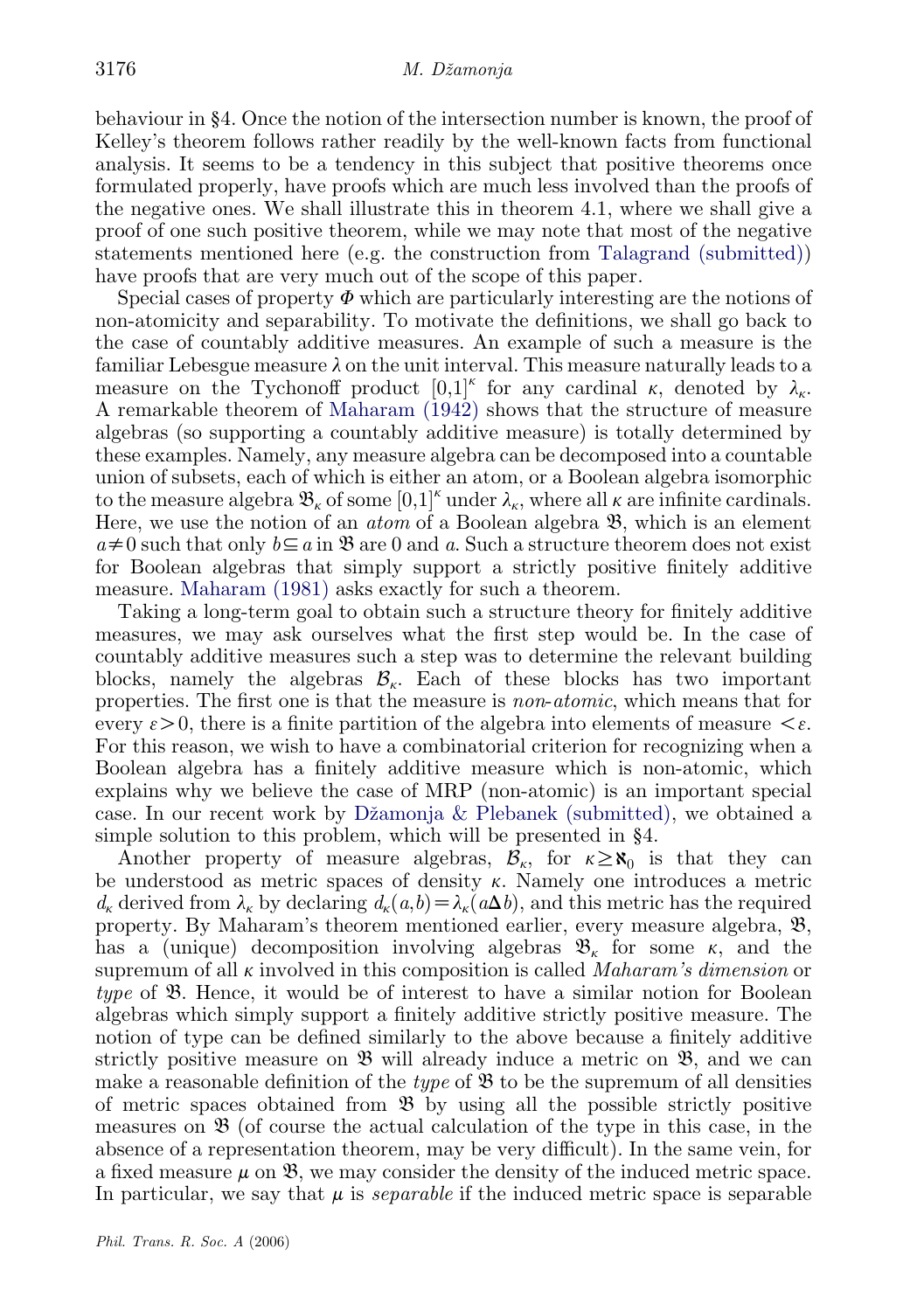behaviour in §4. Once the notion of the intersection number is known, the proof of Kelley's theorem follows rather readily by the well-known facts from functional analysis. It seems to be a tendency in this subject that positive theorems once formulated properly, have proofs which are much less involved than the proofs of the negative ones. We shall illustrate this in theorem 4.1, where we shall give a proof of one such positive theorem, while we may note that most of the negative statements mentioned here (e.g. the construction from Talagrand (submitted)) have proofs that are very much out of the scope of this paper.

Special cases of property $\Phi$ which are particularly interesting are the notions of non-atomicity and separability. To motivate the definitions, we shall go back to the case of countably additive measures. An example of such a measure is the familiar Lebesgue measure $\lambda$ on the unit interval. This measure naturally leads to a measure on the Tychonoff product $[0,1]^\kappa$ for any cardinal $\kappa$, denoted by $\lambda_\kappa$. A remarkable theorem of Maharam (1942) shows that the structure of measure algebras (so supporting a countably additive measure) is totally determined by these examples. Namely, any measure algebra can be decomposed into a countable union of subsets, each of which is either an atom, or a Boolean algebra isomorphic to the measure algebra $\mathfrak{B}_\kappa$ of some $[0,1]^\kappa$ under $\lambda_\kappa$, where all $\kappa$ are infinite cardinals. Here, we use the notion of an *atom* of a Boolean algebra $\mathfrak{B}$, which is an element $a \neq 0$ such that only $b \subseteq a$ in $\mathfrak{B}$ are 0 and $a$. Such a structure theorem does not exist for Boolean algebras that simply support a strictly positive finitely additive measure. Maharam (1981) asks exactly for such a theorem.

Taking a long-term goal to obtain such a structure theory for finitely additive measures, we may ask ourselves what the first step would be. In the case of countably additive measures such a step was to determine the relevant building blocks, namely the algebras $\mathcal{B}_\kappa$. Each of these blocks has two important properties. The first one is that the measure is *non-atomic*, which means that for every $\varepsilon > 0$, there is a finite partition of the algebra into elements of measure $< \varepsilon$. For this reason, we wish to have a combinatorial criterion for recognizing when a Boolean algebra has a finitely additive measure which is non-atomic, which explains why we believe the case of MRP (non-atomic) is an important special case. In our recent work by Džamonja & Plebanek (submitted), we obtained a simple solution to this problem, which will be presented in §4.

Another property of measure algebras, $\mathcal{B}_\kappa$, for $\kappa \geq \aleph_0$ is that they can be understood as metric spaces of density $\kappa$. Namely one introduces a metric $d_\kappa$ derived from $\lambda_\kappa$ by declaring $d_\kappa(a,b) = \lambda_\kappa(a \Delta b)$, and this metric has the required property. By Maharam's theorem mentioned earlier, every measure algebra, $\mathfrak{B}$, has a (unique) decomposition involving algebras $\mathfrak{B}_\kappa$ for some $\kappa$, and the supremum of all $\kappa$ involved in this composition is called *Maharam's dimension* or *type* of $\mathfrak{B}$. Hence, it would be of interest to have a similar notion for Boolean algebras which simply support a finitely additive strictly positive measure. The notion of type can be defined similarly to the above because a finitely additive strictly positive measure on $\mathfrak{B}$ will already induce a metric on $\mathfrak{B}$, and we can make a reasonable definition of the *type* of $\mathfrak{B}$ to be the supremum of all densities of metric spaces obtained from $\mathfrak{B}$ by using all the possible strictly positive measures on $\mathfrak{B}$ (of course the actual calculation of the type in this case, in the absence of a representation theorem, may be very difficult). In the same vein, for a fixed measure $\mu$ on $\mathfrak{B}$, we may consider the density of the induced metric space. In particular, we say that $\mu$ is *separable* if the induced metric space is separable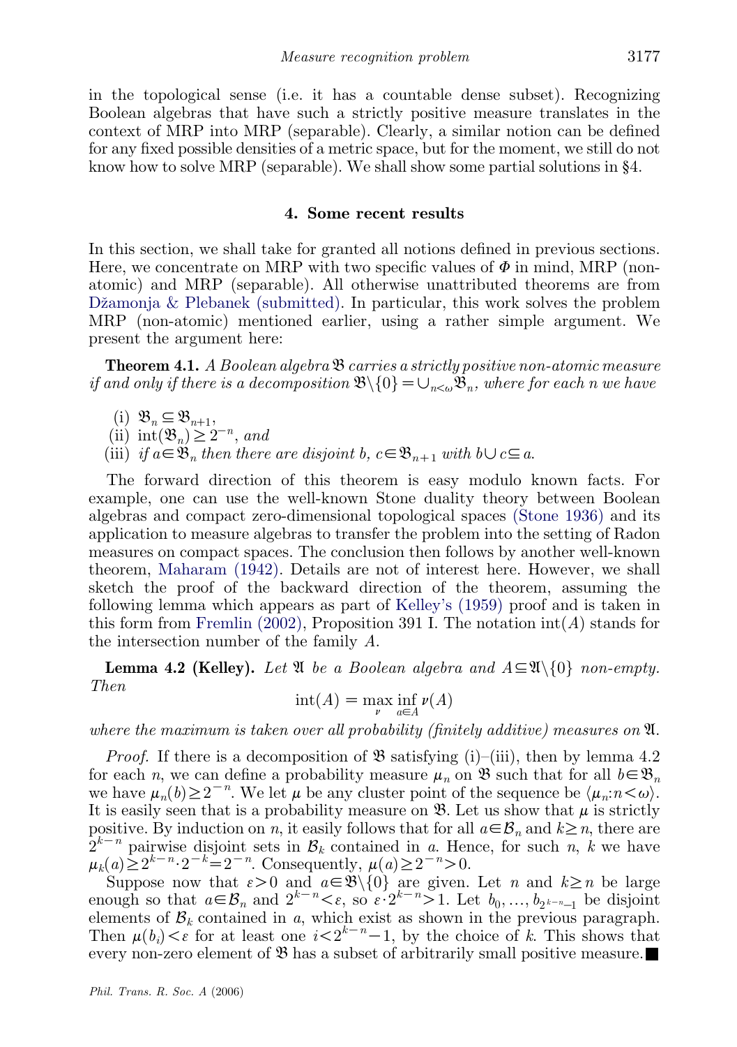in the topological sense (i.e. it has a countable dense subset). Recognizing Boolean algebras that have such a strictly positive measure translates in the context of MRP into MRP (separable). Clearly, a similar notion can be defined for any fixed possible densities of a metric space, but for the moment, we still do not know how to solve MRP (separable). We shall show some partial solutions in §4.

## 4. Some recent results

In this section, we shall take for granted all notions defined in previous sections. Here, we concentrate on MRP with two specific values of $\Phi$ in mind, MRP (non-atomic) and MRP (separable). All otherwise unattributed theorems are from Džamonja & Plebanek (submitted). In particular, this work solves the problem MRP (non-atomic) mentioned earlier, using a rather simple argument. We present the argument here:

**Theorem 4.1.** *A Boolean algebra $\mathfrak{B}$ carries a strictly positive non-atomic measure if and only if there is a decomposition $\mathfrak{B}\setminus\{0\}=\cup_{n<\omega}\mathfrak{B}_n$, where for each n we have*

- (i) $\mathfrak{B}_n \subseteq \mathfrak{B}_{n+1}$,
- (ii) $\mathrm{int}(\mathfrak{B}_n) \geq 2^{-n}$, *and*
- (iii) *if $a \in \mathfrak{B}_n$ then there are disjoint $b$, $c \in \mathfrak{B}_{n+1}$ with $b \cup c \subseteq a$.*

The forward direction of this theorem is easy modulo known facts. For example, one can use the well-known Stone duality theory between Boolean algebras and compact zero-dimensional topological spaces (Stone 1936) and its application to measure algebras to transfer the problem into the setting of Radon measures on compact spaces. The conclusion then follows by another well-known theorem, Maharam (1942). Details are not of interest here. However, we shall sketch the proof of the backward direction of the theorem, assuming the following lemma which appears as part of Kelley's (1959) proof and is taken in this form from Fremlin (2002), Proposition 391 I. The notation $\mathrm{int}(A)$ stands for the intersection number of the family $A$.

**Lemma 4.2 (Kelley).** *Let $\mathfrak{A}$ be a Boolean algebra and $A \subseteq \mathfrak{A}\setminus\{0\}$ non-empty. Then*

$$\mathrm{int}(A) = \max_{\nu} \inf_{a \in A} \nu(A)$$

*where the maximum is taken over all probability (finitely additive) measures on $\mathfrak{A}$.*

*Proof.* If there is a decomposition of $\mathfrak{B}$ satisfying (i)–(iii), then by lemma 4.2 for each $n$, we can define a probability measure $\mu_n$ on $\mathfrak{B}$ such that for all $b \in \mathfrak{B}_n$ we have $\mu_n(b) \geq 2^{-n}$. We let $\mu$ be any cluster point of the sequence be $\langle \mu_n : n < \omega \rangle$. It is easily seen that is a probability measure on $\mathfrak{B}$. Let us show that $\mu$ is strictly positive. By induction on $n$, it easily follows that for all $a \in \mathcal{B}_n$ and $k \geq n$, there are $2^{k-n}$ pairwise disjoint sets in $\mathcal{B}_k$ contained in $a$. Hence, for such $n$, $k$ we have $\mu_k(a) \geq 2^{k-n} \cdot 2^{-k} = 2^{-n}$. Consequently, $\mu(a) \geq 2^{-n} > 0$.

Suppose now that $\varepsilon > 0$ and $a \in \mathfrak{B}\setminus\{0\}$ are given. Let $n$ and $k \geq n$ be large enough so that $a \in \mathcal{B}_n$ and $2^{k-n} < \varepsilon$, so $\varepsilon \cdot 2^{k-n} > 1$. Let $b_0, \ldots, b_{2^{k-n}-1}$ be disjoint elements of $\mathcal{B}_k$ contained in $a$, which exist as shown in the previous paragraph. Then $\mu(b_i) < \varepsilon$ for at least one $i < 2^{k-n}-1$, by the choice of $k$. This shows that every non-zero element of $\mathfrak{B}$ has a subset of arbitrarily small positive measure. ■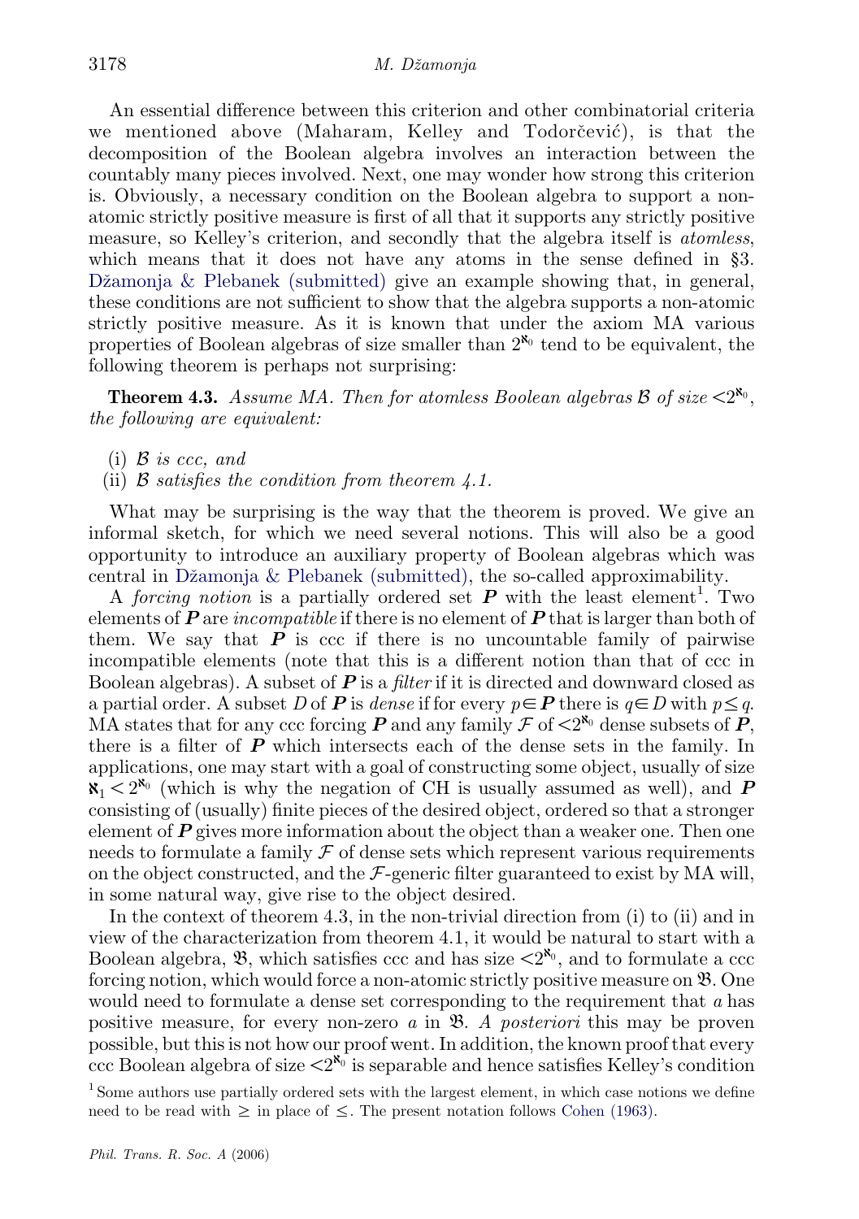An essential difference between this criterion and other combinatorial criteria we mentioned above (Maharam, Kelley and Todorčević), is that the decomposition of the Boolean algebra involves an interaction between the countably many pieces involved. Next, one may wonder how strong this criterion is. Obviously, a necessary condition on the Boolean algebra to support a non-atomic strictly positive measure is first of all that it supports any strictly positive measure, so Kelley's criterion, and secondly that the algebra itself is *atomless*, which means that it does not have any atoms in the sense defined in §3. Džamonja & Plebanek (submitted) give an example showing that, in general, these conditions are not sufficient to show that the algebra supports a non-atomic strictly positive measure. As it is known that under the axiom MA various properties of Boolean algebras of size smaller than $2^{\aleph_0}$ tend to be equivalent, the following theorem is perhaps not surprising:

**Theorem 4.3.** *Assume MA. Then for atomless Boolean algebras $\mathcal{B}$ of size $<2^{\aleph_0}$, the following are equivalent:*

(i) *$\mathcal{B}$ is ccc, and*
(ii) *$\mathcal{B}$ satisfies the condition from theorem 4.1.*

What may be surprising is the way that the theorem is proved. We give an informal sketch, for which we need several notions. This will also be a good opportunity to introduce an auxiliary property of Boolean algebras which was central in Džamonja & Plebanek (submitted), the so-called approximability.

A *forcing notion* is a partially ordered set $\boldsymbol{P}$ with the least element[1]. Two elements of $\boldsymbol{P}$ are *incompatible* if there is no element of $\boldsymbol{P}$ that is larger than both of them. We say that $\boldsymbol{P}$ is ccc if there is no uncountable family of pairwise incompatible elements (note that this is a different notion than that of ccc in Boolean algebras). A subset of $\boldsymbol{P}$ is a *filter* if it is directed and downward closed as a partial order. A subset $D$ of $\boldsymbol{P}$ is *dense* if for every $p \in \boldsymbol{P}$ there is $q \in D$ with $p \leq q$. MA states that for any ccc forcing $\boldsymbol{P}$ and any family $\mathcal{F}$ of $<2^{\aleph_0}$ dense subsets of $\boldsymbol{P}$, there is a filter of $\boldsymbol{P}$ which intersects each of the dense sets in the family. In applications, one may start with a goal of constructing some object, usually of size $\aleph_1 < 2^{\aleph_0}$ (which is why the negation of CH is usually assumed as well), and $\boldsymbol{P}$ consisting of (usually) finite pieces of the desired object, ordered so that a stronger element of $\boldsymbol{P}$ gives more information about the object than a weaker one. Then one needs to formulate a family $\mathcal{F}$ of dense sets which represent various requirements on the object constructed, and the $\mathcal{F}$-generic filter guaranteed to exist by MA will, in some natural way, give rise to the object desired.

In the context of theorem 4.3, in the non-trivial direction from (i) to (ii) and in view of the characterization from theorem 4.1, it would be natural to start with a Boolean algebra, $\mathfrak{B}$, which satisfies ccc and has size $<2^{\aleph_0}$, and to formulate a ccc forcing notion, which would force a non-atomic strictly positive measure on $\mathfrak{B}$. One would need to formulate a dense set corresponding to the requirement that $a$ has positive measure, for every non-zero $a$ in $\mathfrak{B}$. *A posteriori* this may be proven possible, but this is not how our proof went. In addition, the known proof that every ccc Boolean algebra of size $<2^{\aleph_0}$ is separable and hence satisfies Kelley's condition

[1] Some authors use partially ordered sets with the largest element, in which case notions we define need to be read with $\geq$ in place of $\leq$. The present notation follows Cohen (1963).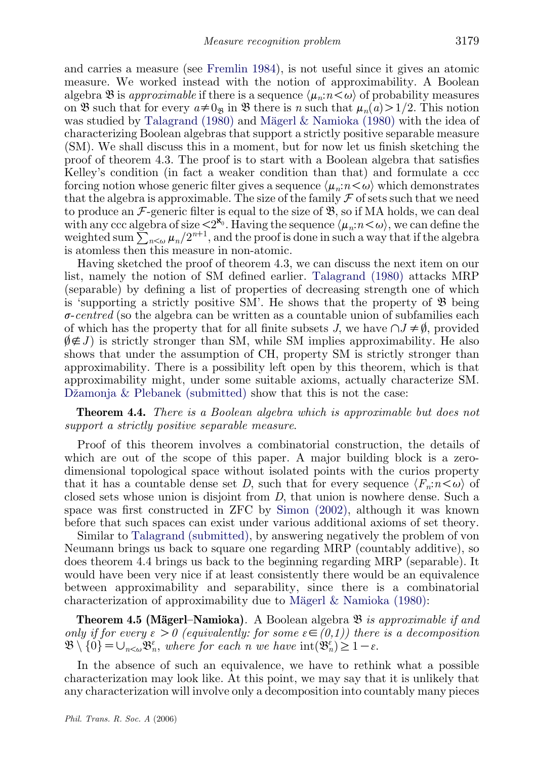and carries a measure (see Fremlin 1984), is not useful since it gives an atomic measure. We worked instead with the notion of approximability. A Boolean algebra $\mathfrak{B}$ is *approximable* if there is a sequence $\langle \mu_n : n < \omega \rangle$ of probability measures on $\mathfrak{B}$ such that for every $a \neq 0_{\mathfrak{B}}$ in $\mathfrak{B}$ there is $n$ such that $\mu_n(a) > 1/2$. This notion was studied by Talagrand (1980) and Mägerl & Namioka (1980) with the idea of characterizing Boolean algebras that support a strictly positive separable measure (SM). We shall discuss this in a moment, but for now let us finish sketching the proof of theorem 4.3. The proof is to start with a Boolean algebra that satisfies Kelley's condition (in fact a weaker condition than that) and formulate a ccc forcing notion whose generic filter gives a sequence $\langle \mu_n : n < \omega \rangle$ which demonstrates that the algebra is approximable. The size of the family $\mathcal{F}$ of sets such that we need to produce an $\mathcal{F}$-generic filter is equal to the size of $\mathfrak{B}$, so if MA holds, we can deal with any ccc algebra of size $< 2^{\aleph_0}$. Having the sequence $\langle \mu_n : n < \omega \rangle$, we can define the weighted sum $\sum_{n<\omega} \mu_n / 2^{n+1}$, and the proof is done in such a way that if the algebra is atomless then this measure in non-atomic.

Having sketched the proof of theorem 4.3, we can discuss the next item on our list, namely the notion of SM defined earlier. Talagrand (1980) attacks MRP (separable) by defining a list of properties of decreasing strength one of which is 'supporting a strictly positive SM'. He shows that the property of $\mathfrak{B}$ being *σ-centred* (so the algebra can be written as a countable union of subfamilies each of which has the property that for all finite subsets $J$, we have $\cap J \neq \emptyset$, provided $\emptyset \notin J$) is strictly stronger than SM, while SM implies approximability. He also shows that under the assumption of CH, property SM is strictly stronger than approximability. There is a possibility left open by this theorem, which is that approximability might, under some suitable axioms, actually characterize SM. Džamonja & Plebanek (submitted) show that this is not the case:

**Theorem 4.4.** *There is a Boolean algebra which is approximable but does not support a strictly positive separable measure.*

Proof of this theorem involves a combinatorial construction, the details of which are out of the scope of this paper. A major building block is a zero-dimensional topological space without isolated points with the curios property that it has a countable dense set $D$, such that for every sequence $\langle F_n : n < \omega \rangle$ of closed sets whose union is disjoint from $D$, that union is nowhere dense. Such a space was first constructed in ZFC by Simon (2002), although it was known before that such spaces can exist under various additional axioms of set theory.

Similar to Talagrand (submitted), by answering negatively the problem of von Neumann brings us back to square one regarding MRP (countably additive), so does theorem 4.4 brings us back to the beginning regarding MRP (separable). It would have been very nice if at least consistently there would be an equivalence between approximability and separability, since there is a combinatorial characterization of approximability due to Mägerl & Namioka (1980):

**Theorem 4.5 (Mägerl–Namioka).** A Boolean algebra $\mathfrak{B}$ *is approximable if and only if for every $\varepsilon > 0$ (equivalently: for some $\varepsilon \in (0,1)$) there is a decomposition $\mathfrak{B} \setminus \{0\} = \cup_{n<\omega} \mathfrak{B}_n^{\varepsilon}$, where for each $n$ we have $\mathrm{int}(\mathfrak{B}_n^{\varepsilon}) \geq 1 - \varepsilon$.*

In the absence of such an equivalence, we have to rethink what a possible characterization may look like. At this point, we may say that it is unlikely that any characterization will involve only a decomposition into countably many pieces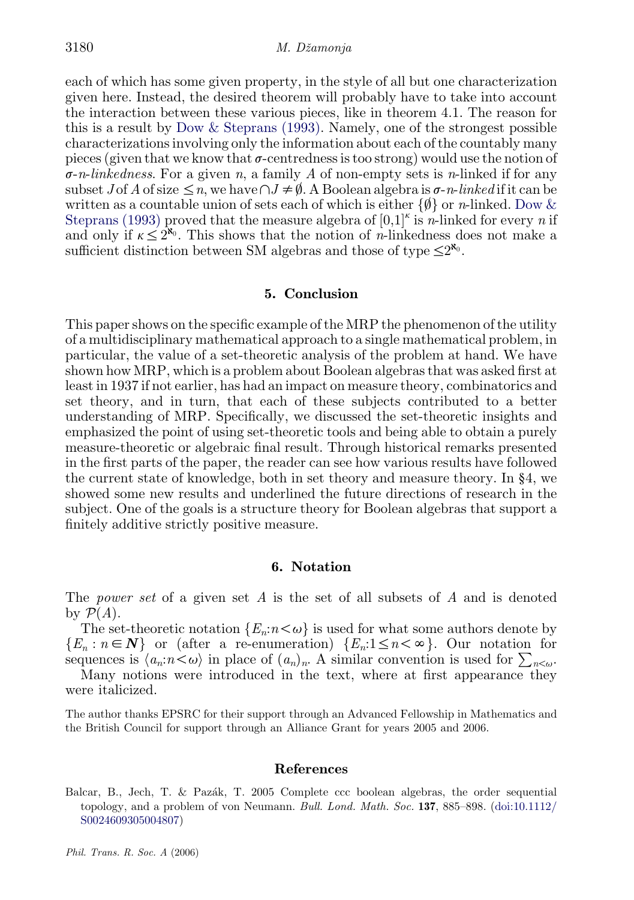each of which has some given property, in the style of all but one characterization given here. Instead, the desired theorem will probably have to take into account the interaction between these various pieces, like in theorem 4.1. The reason for this is a result by Dow & Steprans (1993). Namely, one of the strongest possible characterizations involving only the information about each of the countably many pieces (given that we know that $\sigma$-centredness is too strong) would use the notion of *$\sigma$-$n$-linkedness*. For a given $n$, a family $A$ of non-empty sets is $n$-linked if for any subset $J$ of $A$ of size $\leq n$, we have $\bigcap J \neq \emptyset$. A Boolean algebra is *$\sigma$-$n$-linked* if it can be written as a countable union of sets each of which is either $\{\emptyset\}$ or $n$-linked. Dow & Steprans (1993) proved that the measure algebra of $[0,1]^\kappa$ is $n$-linked for every $n$ if and only if $\kappa \leq 2^{\aleph_0}$. This shows that the notion of $n$-linkedness does not make a sufficient distinction between SM algebras and those of type $\leq 2^{\aleph_0}$.

## 5. Conclusion

This paper shows on the specific example of the MRP the phenomenon of the utility of a multidisciplinary mathematical approach to a single mathematical problem, in particular, the value of a set-theoretic analysis of the problem at hand. We have shown how MRP, which is a problem about Boolean algebras that was asked first at least in 1937 if not earlier, has had an impact on measure theory, combinatorics and set theory, and in turn, that each of these subjects contributed to a better understanding of MRP. Specifically, we discussed the set-theoretic insights and emphasized the point of using set-theoretic tools and being able to obtain a purely measure-theoretic or algebraic final result. Through historical remarks presented in the first parts of the paper, the reader can see how various results have followed the current state of knowledge, both in set theory and measure theory. In §4, we showed some new results and underlined the future directions of research in the subject. One of the goals is a structure theory for Boolean algebras that support a finitely additive strictly positive measure.

## 6. Notation

The *power set* of a given set $A$ is the set of all subsets of $A$ and is denoted by $\mathcal{P}(A)$.

The set-theoretic notation $\{E_n : n < \omega\}$ is used for what some authors denote by $\{E_n : n \in \boldsymbol{N}\}$ or (after a re-enumeration) $\{E_n : 1 \leq n < \infty\}$. Our notation for sequences is $\langle a_n : n < \omega \rangle$ in place of $(a_n)_n$. A similar convention is used for $\sum_{n<\omega}$.

Many notions were introduced in the text, where at first appearance they were italicized.

The author thanks EPSRC for their support through an Advanced Fellowship in Mathematics and the British Council for support through an Alliance Grant for years 2005 and 2006.

## References

Balcar, B., Jech, T. & Pazák, T. 2005 Complete ccc boolean algebras, the order sequential topology, and a problem of von Neumann. *Bull. Lond. Math. Soc.* **137**, 885–898. (doi:10.1112/S0024609305004807)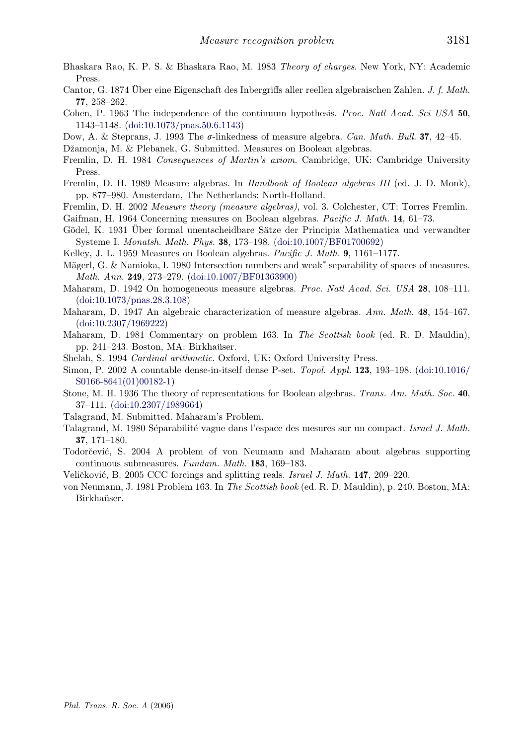Bhaskara Rao, K. P. S. & Bhaskara Rao, M. 1983 *Theory of charges*. New York, NY: Academic Press.

Cantor, G. 1874 Über eine Eigenschaft des Inbergriffs aller reellen algebraischen Zahlen. *J. f. Math.* **77**, 258–262.

Cohen, P. 1963 The independence of the continuum hypothesis. *Proc. Natl Acad. Sci USA* **50**, 1143–1148. (doi:10.1073/pnas.50.6.1143)

Dow, A. & Steprans, J. 1993 The $\sigma$-linkedness of measure algebra. *Can. Math. Bull.* **37**, 42–45.

Džamonja, M. & Plebanek, G. Submitted. Measures on Boolean algebras.

Fremlin, D. H. 1984 *Consequences of Martin's axiom*. Cambridge, UK: Cambridge University Press.

Fremlin, D. H. 1989 Measure algebras. In *Handbook of Boolean algebras III* (ed. J. D. Monk), pp. 877–980. Amsterdam, The Netherlands: North-Holland.

Fremlin, D. H. 2002 *Measure theory (measure algebras)*, vol. 3. Colchester, CT: Torres Fremlin.

Gaifman, H. 1964 Concerning measures on Boolean algebras. *Pacific J. Math.* **14**, 61–73.

Gödel, K. 1931 Über formal unentscheidbare Sätze der Principia Mathematica und verwandter Systeme I. *Monatsh. Math. Phys.* **38**, 173–198. (doi:10.1007/BF01700692)

Kelley, J. L. 1959 Measures on Boolean algebras. *Pacific J. Math.* **9**, 1161–1177.

Mägerl, G. & Namioka, I. 1980 Intersection numbers and weak* separability of spaces of measures. *Math. Ann.* **249**, 273–279. (doi:10.1007/BF01363900)

Maharam, D. 1942 On homogeneous measure algebras. *Proc. Natl Acad. Sci. USA* **28**, 108–111. (doi:10.1073/pnas.28.3.108)

Maharam, D. 1947 An algebraic characterization of measure algebras. *Ann. Math.* **48**, 154–167. (doi:10.2307/1969222)

Maharam, D. 1981 Commentary on problem 163. In *The Scottish book* (ed. R. D. Mauldin), pp. 241–243. Boston, MA: Birkhaüser.

Shelah, S. 1994 *Cardinal arithmetic*. Oxford, UK: Oxford University Press.

Simon, P. 2002 A countable dense-in-itself dense P-set. *Topol. Appl.* **123**, 193–198. (doi:10.1016/S0166-8641(01)00182-1)

Stone, M. H. 1936 The theory of representations for Boolean algebras. *Trans. Am. Math. Soc.* **40**, 37–111. (doi:10.2307/1989664)

Talagrand, M. Submitted. Maharam's Problem.

Talagrand, M. 1980 Séparabilité vague dans l'espace des mesures sur un compact. *Israel J. Math.* **37**, 171–180.

Todorčević, S. 2004 A problem of von Neumann and Maharam about algebras supporting continuous submeasures. *Fundam. Math.* **183**, 169–183.

Veličković, B. 2005 CCC forcings and splitting reals. *Israel J. Math.* **147**, 209–220.

von Neumann, J. 1981 Problem 163. In *The Scottish book* (ed. R. D. Mauldin), p. 240. Boston, MA: Birkhaüser.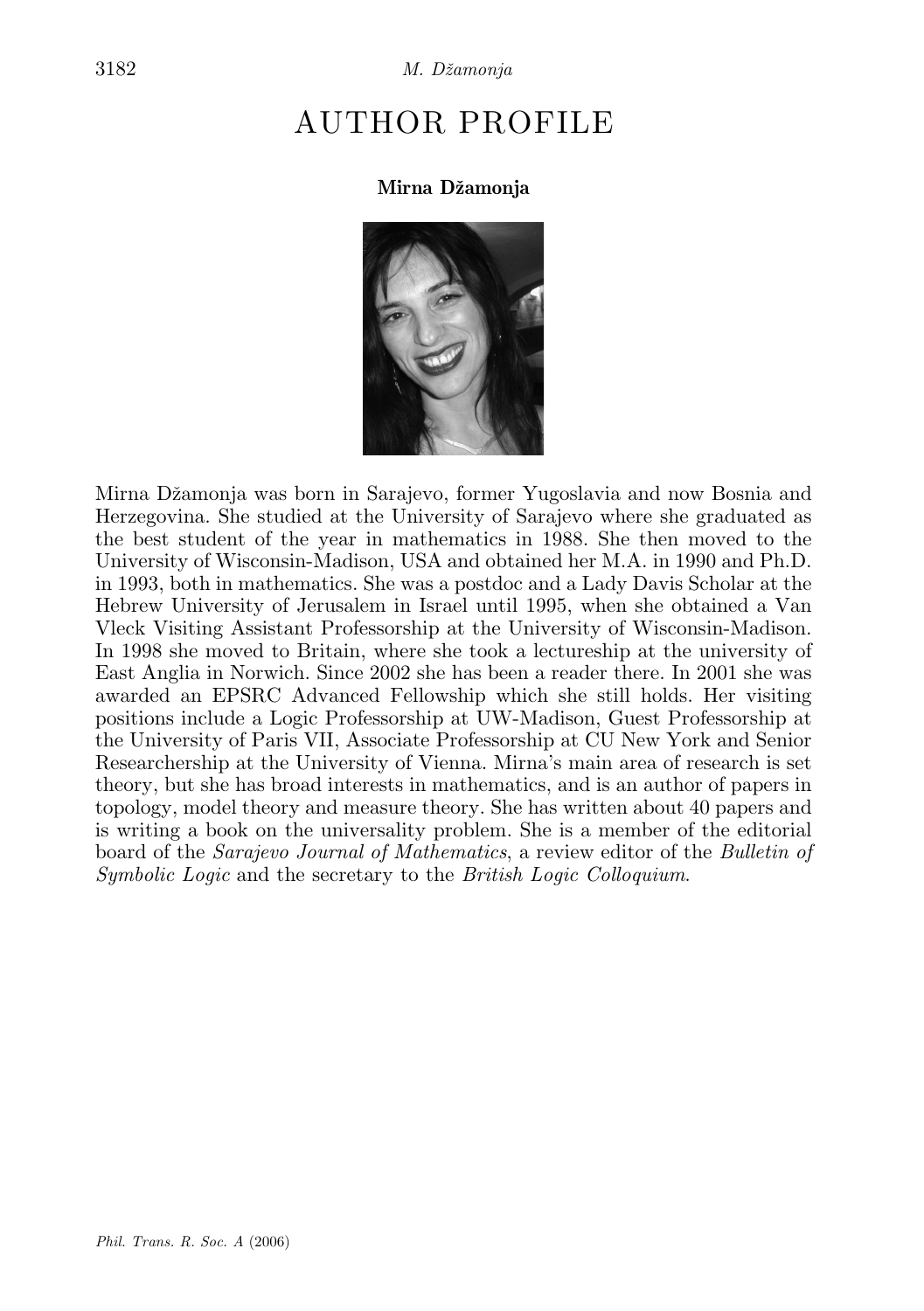# AUTHOR PROFILE

**Mirna Džamonja**

Mirna Džamonja was born in Sarajevo, former Yugoslavia and now Bosnia and Herzegovina. She studied at the University of Sarajevo where she graduated as the best student of the year in mathematics in 1988. She then moved to the University of Wisconsin-Madison, USA and obtained her M.A. in 1990 and Ph.D. in 1993, both in mathematics. She was a postdoc and a Lady Davis Scholar at the Hebrew University of Jerusalem in Israel until 1995, when she obtained a Van Vleck Visiting Assistant Professorship at the University of Wisconsin-Madison. In 1998 she moved to Britain, where she took a lectureship at the university of East Anglia in Norwich. Since 2002 she has been a reader there. In 2001 she was awarded an EPSRC Advanced Fellowship which she still holds. Her visiting positions include a Logic Professorship at UW-Madison, Guest Professorship at the University of Paris VII, Associate Professorship at CU New York and Senior Researchership at the University of Vienna. Mirna's main area of research is set theory, but she has broad interests in mathematics, and is an author of papers in topology, model theory and measure theory. She has written about 40 papers and is writing a book on the universality problem. She is a member of the editorial board of the *Sarajevo Journal of Mathematics*, a review editor of the *Bulletin of Symbolic Logic* and the secretary to the *British Logic Colloquium*.